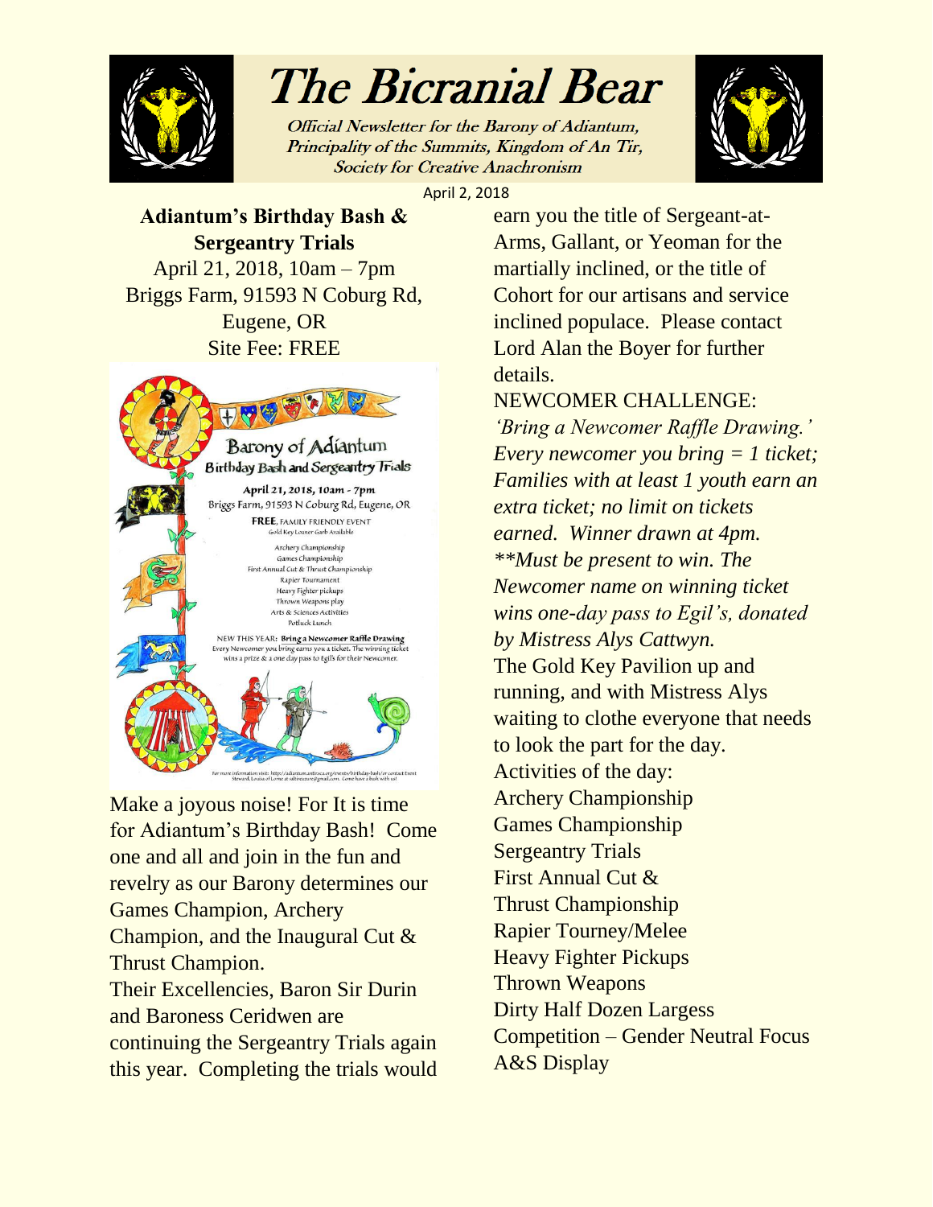# The Bicranial Bear

*Official Newsletter for the Barony of Adiantum, Principality of the Summits, Kingdom of An Tir, Society for Creative Anachronism*

April 2, 2018

**Adiantum's Birthday Bash & Sergeantry Trials**

April 21, 2018, 10am – 7pm
Briggs Farm, 91593 N Coburg Rd, Eugene, OR
Site Fee: FREE

Barony of Adiantum
Birthday Bash and Sergeantry Trials

April 21, 2018, 10am - 7pm
Briggs Farm, 91593 N Coburg Rd, Eugene, OR

**FREE**, FAMILY FRIENDLY EVENT
Gold Key Loaner Garb Available

Archery Championship
Games Championship
First Annual Cut & Thrust Championship
Rapier Tournament
Heavy Fighter pickups
Thrown Weapons play
Arts & Sciences Activities
Potluck Lunch

NEW THIS YEAR: **Bring a Newcomer Raffle Drawing**
Every Newcomer you bring earns you a ticket. The winning ticket wins a prize & a one day pass to Egil's for their Newcomer.

For more information visit: http://adiantum.antirsca.org/events/birthday-bash/ or contact Event Steward, Louisa of Lorne at saltireazure@gmail.com. Come have a bash with us!

Make a joyous noise! For It is time for Adiantum's Birthday Bash! Come one and all and join in the fun and revelry as our Barony determines our Games Champion, Archery Champion, and the Inaugural Cut & Thrust Champion.

Their Excellencies, Baron Sir Durin and Baroness Ceridwen are continuing the Sergeantry Trials again this year. Completing the trials would earn you the title of Sergeant-at-Arms, Gallant, or Yeoman for the martially inclined, or the title of Cohort for our artisans and service inclined populace. Please contact Lord Alan the Boyer for further details.

NEWCOMER CHALLENGE:

*'Bring a Newcomer Raffle Drawing.' Every newcomer you bring = 1 ticket; Families with at least 1 youth earn an extra ticket; no limit on tickets earned. Winner drawn at 4pm. **Must be present to win. The Newcomer name on winning ticket wins one-day pass to Egil's, donated by Mistress Alys Cattwyn.*

The Gold Key Pavilion up and running, and with Mistress Alys waiting to clothe everyone that needs to look the part for the day.

Activities of the day:

Archery Championship
Games Championship
Sergeantry Trials
First Annual Cut & Thrust Championship
Rapier Tourney/Melee
Heavy Fighter Pickups
Thrown Weapons
Dirty Half Dozen Largess Competition – Gender Neutral Focus
A&S Display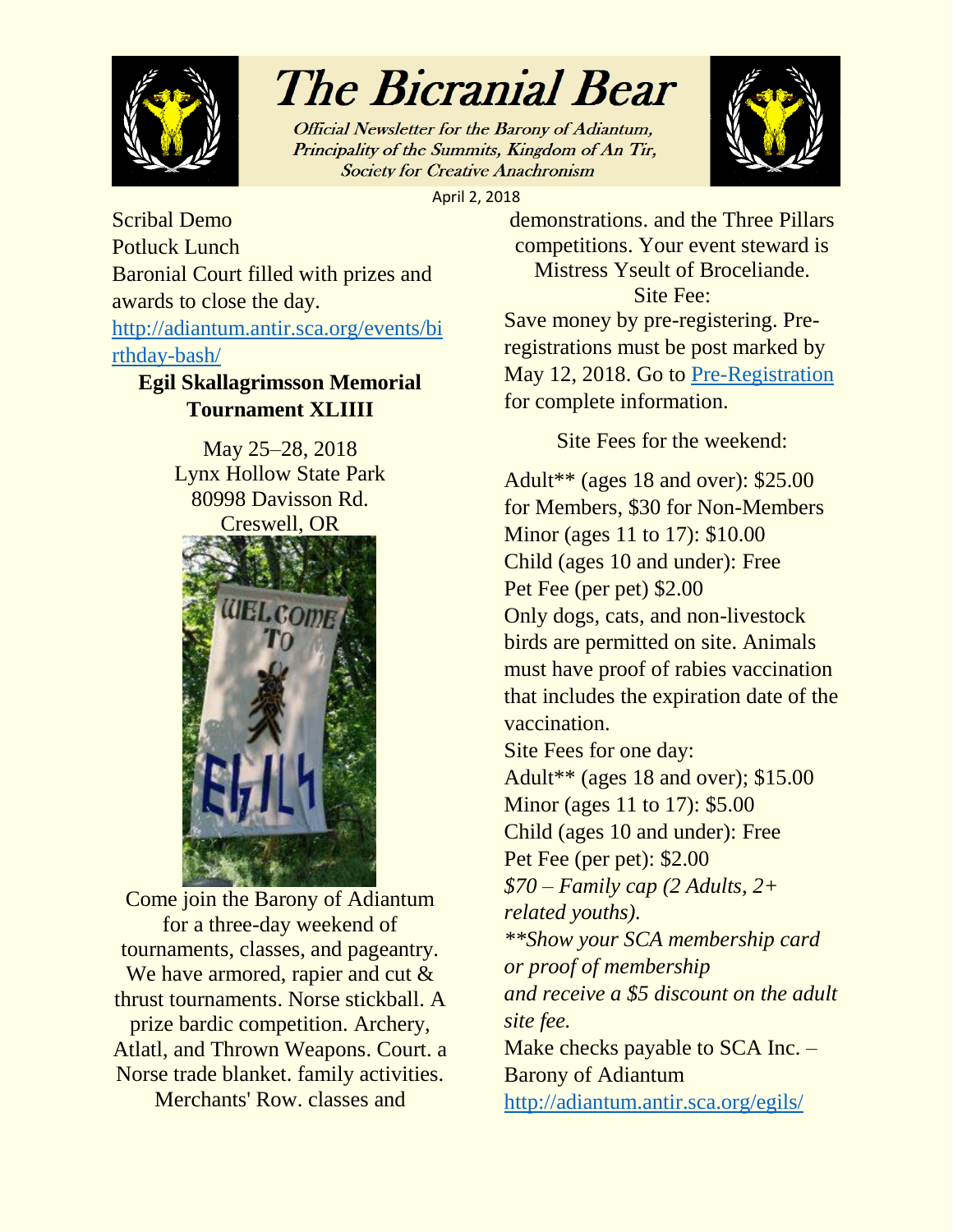Scribal Demo
Potluck Lunch
Baronial Court filled with prizes and awards to close the day.
http://adiantum.antir.sca.org/events/birthday-bash/

**Egil Skallagrimsson Memorial Tournament XLIIII**

May 25–28, 2018
Lynx Hollow State Park
80998 Davisson Rd.
Creswell, OR

Come join the Barony of Adiantum for a three-day weekend of tournaments, classes, and pageantry. We have armored, rapier and cut & thrust tournaments. Norse stickball. A prize bardic competition. Archery, Atlatl, and Thrown Weapons. Court. a Norse trade blanket. family activities. Merchants' Row. classes and demonstrations. and the Three Pillars competitions. Your event steward is Mistress Yseult of Broceliande.

Site Fee:

Save money by pre-registering. Pre-registrations must be post marked by May 12, 2018. Go to [Pre-Registration] for complete information.

Site Fees for the weekend:

Adult** (ages 18 and over): $25.00 for Members, $30 for Non-Members
Minor (ages 11 to 17): $10.00
Child (ages 10 and under): Free
Pet Fee (per pet) $2.00
Only dogs, cats, and non-livestock birds are permitted on site. Animals must have proof of rabies vaccination that includes the expiration date of the vaccination.
Site Fees for one day:
Adult** (ages 18 and over); $15.00
Minor (ages 11 to 17): $5.00
Child (ages 10 and under): Free
Pet Fee (per pet): $2.00
*$70 – Family cap (2 Adults, 2+ related youths).*
*\*\*Show your SCA membership card or proof of membership and receive a $5 discount on the adult site fee.*
Make checks payable to SCA Inc. – Barony of Adiantum
http://adiantum.antir.sca.org/egils/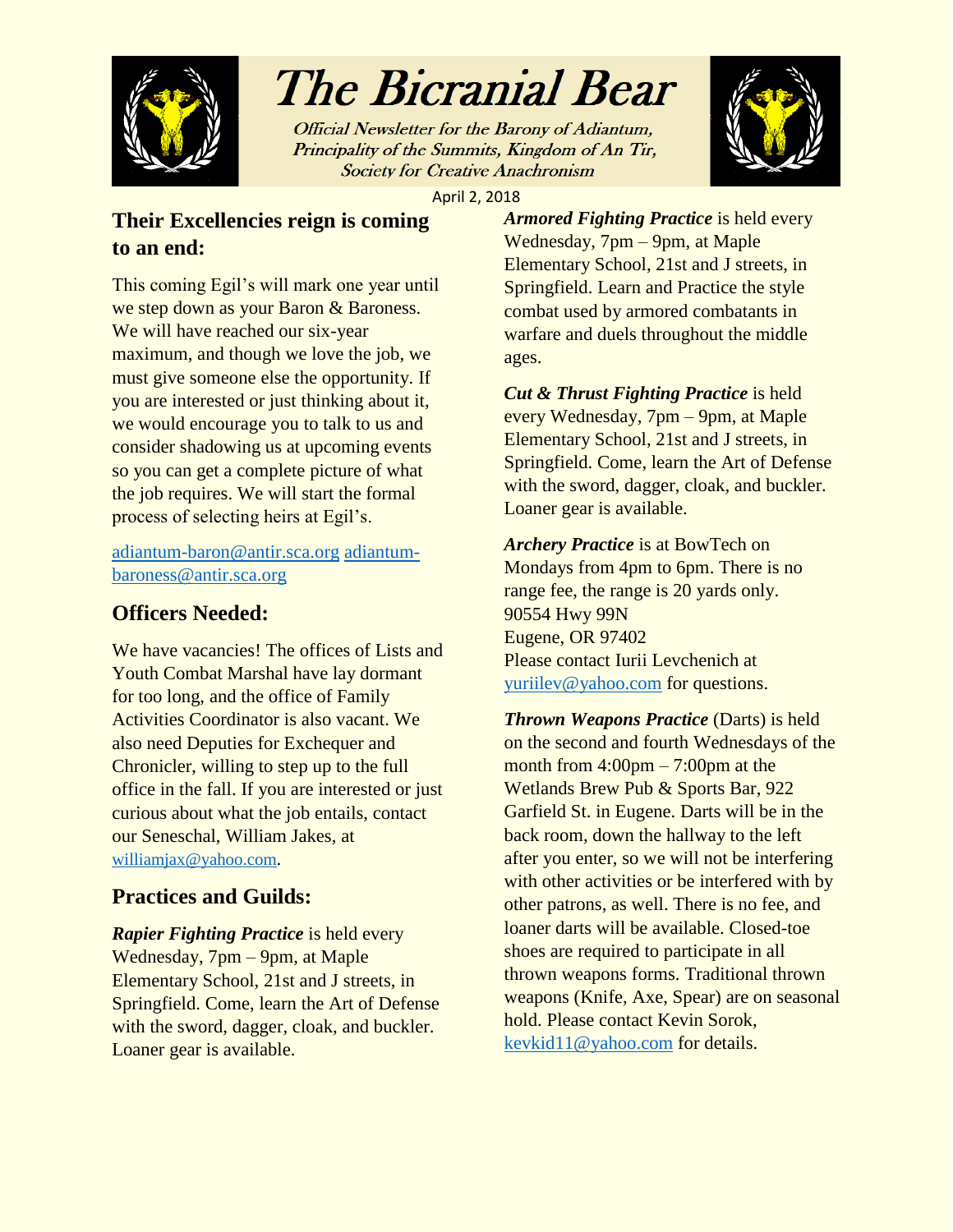# The Bicranial Bear

Official Newsletter for the Barony of Adiantum, Principality of the Summits, Kingdom of An Tir, Society for Creative Anachronism

April 2, 2018

## Their Excellencies reign is coming to an end:

This coming Egil's will mark one year until we step down as your Baron & Baroness. We will have reached our six-year maximum, and though we love the job, we must give someone else the opportunity. If you are interested or just thinking about it, we would encourage you to talk to us and consider shadowing us at upcoming events so you can get a complete picture of what the job requires. We will start the formal process of selecting heirs at Egil's.

adiantum-baron@antir.sca.org adiantum-baroness@antir.sca.org

## Officers Needed:

We have vacancies! The offices of Lists and Youth Combat Marshal have lay dormant for too long, and the office of Family Activities Coordinator is also vacant. We also need Deputies for Exchequer and Chronicler, willing to step up to the full office in the fall. If you are interested or just curious about what the job entails, contact our Seneschal, William Jakes, at williamjax@yahoo.com.

## Practices and Guilds:

***Rapier Fighting Practice*** is held every Wednesday, 7pm – 9pm, at Maple Elementary School, 21st and J streets, in Springfield. Come, learn the Art of Defense with the sword, dagger, cloak, and buckler. Loaner gear is available.

***Armored Fighting Practice*** is held every Wednesday, 7pm – 9pm, at Maple Elementary School, 21st and J streets, in Springfield. Learn and Practice the style combat used by armored combatants in warfare and duels throughout the middle ages.

***Cut & Thrust Fighting Practice*** is held every Wednesday, 7pm – 9pm, at Maple Elementary School, 21st and J streets, in Springfield. Come, learn the Art of Defense with the sword, dagger, cloak, and buckler. Loaner gear is available.

***Archery Practice*** is at BowTech on Mondays from 4pm to 6pm. There is no range fee, the range is 20 yards only.
90554 Hwy 99N
Eugene, OR 97402
Please contact Iurii Levchenich at yuriilev@yahoo.com for questions.

***Thrown Weapons Practice*** (Darts) is held on the second and fourth Wednesdays of the month from 4:00pm – 7:00pm at the Wetlands Brew Pub & Sports Bar, 922 Garfield St. in Eugene. Darts will be in the back room, down the hallway to the left after you enter, so we will not be interfering with other activities or be interfered with by other patrons, as well. There is no fee, and loaner darts will be available. Closed-toe shoes are required to participate in all thrown weapons forms. Traditional thrown weapons (Knife, Axe, Spear) are on seasonal hold. Please contact Kevin Sorok, kevkid11@yahoo.com for details.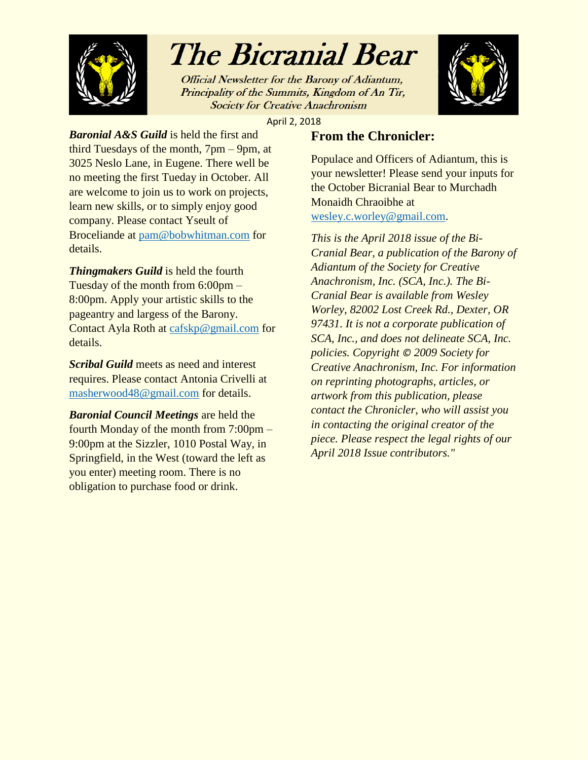# The Bicranial Bear

*Official Newsletter for the Barony of Adiantum, Principality of the Summits, Kingdom of An Tir, Society for Creative Anachronism*

April 2, 2018

***Baronial A&S Guild*** is held the first and third Tuesdays of the month, 7pm – 9pm, at 3025 Neslo Lane, in Eugene. There well be no meeting the first Tueday in October. All are welcome to join us to work on projects, learn new skills, or to simply enjoy good company. Please contact Yseult of Broceliande at pam@bobwhitman.com for details.

***Thingmakers Guild*** is held the fourth Tuesday of the month from 6:00pm – 8:00pm. Apply your artistic skills to the pageantry and largess of the Barony. Contact Ayla Roth at cafskp@gmail.com for details.

***Scribal Guild*** meets as need and interest requires. Please contact Antonia Crivelli at masherwood48@gmail.com for details.

***Baronial Council Meetings*** are held the fourth Monday of the month from 7:00pm – 9:00pm at the Sizzler, 1010 Postal Way, in Springfield, in the West (toward the left as you enter) meeting room. There is no obligation to purchase food or drink.

## From the Chronicler:

Populace and Officers of Adiantum, this is your newsletter! Please send your inputs for the October Bicranial Bear to Murchadh Monaidh Chraoibhe at wesley.c.worley@gmail.com.

*This is the April 2018 issue of the Bi-Cranial Bear, a publication of the Barony of Adiantum of the Society for Creative Anachronism, Inc. (SCA, Inc.). The Bi-Cranial Bear is available from Wesley Worley, 82002 Lost Creek Rd., Dexter, OR 97431. It is not a corporate publication of SCA, Inc., and does not delineate SCA, Inc. policies. Copyright © 2009 Society for Creative Anachronism, Inc. For information on reprinting photographs, articles, or artwork from this publication, please contact the Chronicler, who will assist you in contacting the original creator of the piece. Please respect the legal rights of our April 2018 Issue contributors."*